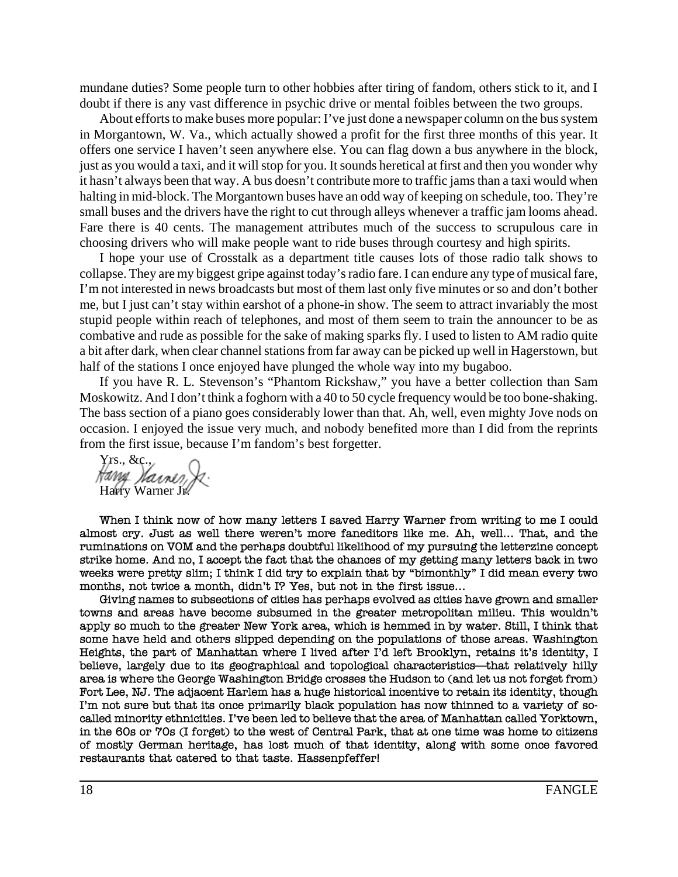mundane duties? Some people turn to other hobbies after tiring of fandom, others stick to it, and I doubt if there is any vast difference in psychic drive or mental foibles between the two groups.

About efforts to make buses more popular: I've just done a newspaper column on the bus system in Morgantown, W. Va., which actually showed a profit for the first three months of this year. It offers one service I haven't seen anywhere else. You can flag down a bus anywhere in the block, just as you would a taxi, and it will stop for you. It sounds heretical at first and then you wonder why it hasn't always been that way. A bus doesn't contribute more to traffic jams than a taxi would when halting in mid-block. The Morgantown buses have an odd way of keeping on schedule, too. They're small buses and the drivers have the right to cut through alleys whenever a traffic jam looms ahead. Fare there is 40 cents. The management attributes much of the success to scrupulous care in choosing drivers who will make people want to ride buses through courtesy and high spirits.

I hope your use of Crosstalk as a department title causes lots of those radio talk shows to collapse. They are my biggest gripe against today's radio fare. I can endure any type of musical fare, I'm not interested in news broadcasts but most of them last only five minutes or so and don't bother me, but I just can't stay within earshot of a phone-in show. The seem to attract invariably the most stupid people within reach of telephones, and most of them seem to train the announcer to be as combative and rude as possible for the sake of making sparks fly. I used to listen to AM radio quite a bit after dark, when clear channel stations from far away can be picked up well in Hagerstown, but half of the stations I once enjoyed have plunged the whole way into my bugaboo.

If you have R. L. Stevenson's "Phantom Rickshaw," you have a better collection than Sam Moskowitz. And I don't think a foghorn with a 40 to 50 cycle frequency would be too bone-shaking. The bass section of a piano goes considerably lower than that. Ah, well, even mighty Jove nods on occasion. I enjoyed the issue very much, and nobody benefited more than I did from the reprints from the first issue, because I'm fandom's best forgetter.

Yrs., &c.,
Harry Warner Jr.

When I think now of how many letters I saved Harry Warner from writing to me I could almost cry. Just as well there weren't more faneditors like me. Ah, well… That, and the ruminations on VOM and the perhaps doubtful likelihood of my pursuing the letterzine concept strike home. And no, I accept the fact that the chances of my getting many letters back in two weeks were pretty slim; I think I did try to explain that by "bimonthly" I did mean every two months, not twice a month, didn't I? Yes, but not in the first issue…

Giving names to subsections of cities has perhaps evolved as cities have grown and smaller towns and areas have become subsumed in the greater metropolitan milieu. This wouldn't apply so much to the greater New York area, which is hemmed in by water. Still, I think that some have held and others slipped depending on the populations of those areas. Washington Heights, the part of Manhattan where I lived after I'd left Brooklyn, retains it's identity, I believe, largely due to its geographical and topological characteristics—that relatively hilly area is where the George Washington Bridge crosses the Hudson to (and let us not forget from) Fort Lee, NJ. The adjacent Harlem has a huge historical incentive to retain its identity, though I'm not sure but that its once primarily black population has now thinned to a variety of so-called minority ethnicities. I've been led to believe that the area of Manhattan called Yorktown, in the 60s or 70s (I forget) to the west of Central Park, that at one time was home to citizens of mostly German heritage, has lost much of that identity, along with some once favored restaurants that catered to that taste. Hassenpfeffer!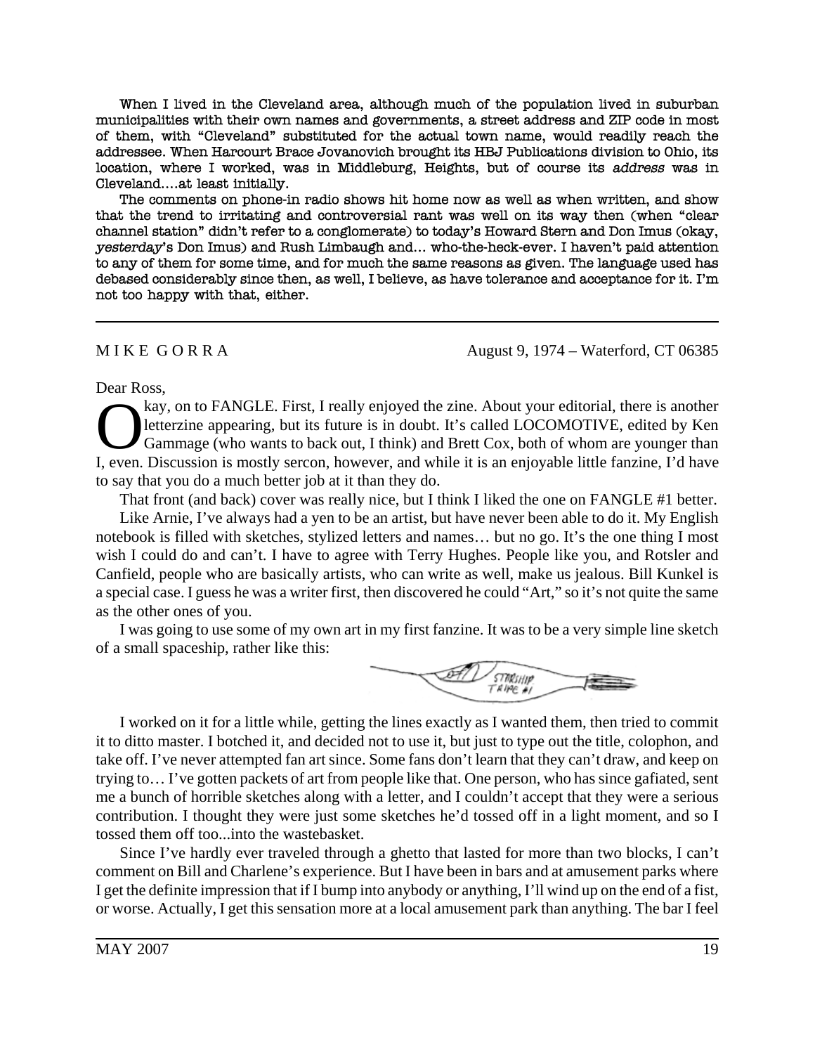When I lived in the Cleveland area, although much of the population lived in suburban municipalities with their own names and governments, a street address and ZIP code in most of them, with "Cleveland" substituted for the actual town name, would readily reach the addressee. When Harcourt Brace Jovanovich brought its HBJ Publications division to Ohio, its location, where I worked, was in Middleburg, Heights, but of course its *address* was in Cleveland....at least initially.

The comments on phone-in radio shows hit home now as well as when written, and show that the trend to irritating and controversial rant was well on its way then (when "clear channel station" didn't refer to a conglomerate) to today's Howard Stern and Don Imus (okay, *yesterday*'s Don Imus) and Rush Limbaugh and… who-the-heck-ever. I haven't paid attention to any of them for some time, and for much the same reasons as given. The language used has debased considerably since then, as well, I believe, as have tolerance and acceptance for it. I'm not too happy with that, either.

---

MIKE GORRA — August 9, 1974 – Waterford, CT 06385

Dear Ross,

Okay, on to FANGLE. First, I really enjoyed the zine. About your editorial, there is another letterzine appearing, but its future is in doubt. It's called LOCOMOTIVE, edited by Ken Gammage (who wants to back out, I think) and Brett Cox, both of whom are younger than I, even. Discussion is mostly sercon, however, and while it is an enjoyable little fanzine, I'd have to say that you do a much better job at it than they do.

That front (and back) cover was really nice, but I think I liked the one on FANGLE #1 better.

Like Arnie, I've always had a yen to be an artist, but have never been able to do it. My English notebook is filled with sketches, stylized letters and names… but no go. It's the one thing I most wish I could do and can't. I have to agree with Terry Hughes. People like you, and Rotsler and Canfield, people who are basically artists, who can write as well, make us jealous. Bill Kunkel is a special case. I guess he was a writer first, then discovered he could "Art," so it's not quite the same as the other ones of you.

I was going to use some of my own art in my first fanzine. It was to be a very simple line sketch of a small spaceship, rather like this:

STARSHIP TRIPE #1

I worked on it for a little while, getting the lines exactly as I wanted them, then tried to commit it to ditto master. I botched it, and decided not to use it, but just to type out the title, colophon, and take off. I've never attempted fan art since. Some fans don't learn that they can't draw, and keep on trying to… I've gotten packets of art from people like that. One person, who has since gafiated, sent me a bunch of horrible sketches along with a letter, and I couldn't accept that they were a serious contribution. I thought they were just some sketches he'd tossed off in a light moment, and so I tossed them off too...into the wastebasket.

Since I've hardly ever traveled through a ghetto that lasted for more than two blocks, I can't comment on Bill and Charlene's experience. But I have been in bars and at amusement parks where I get the definite impression that if I bump into anybody or anything, I'll wind up on the end of a fist, or worse. Actually, I get this sensation more at a local amusement park than anything. The bar I feel